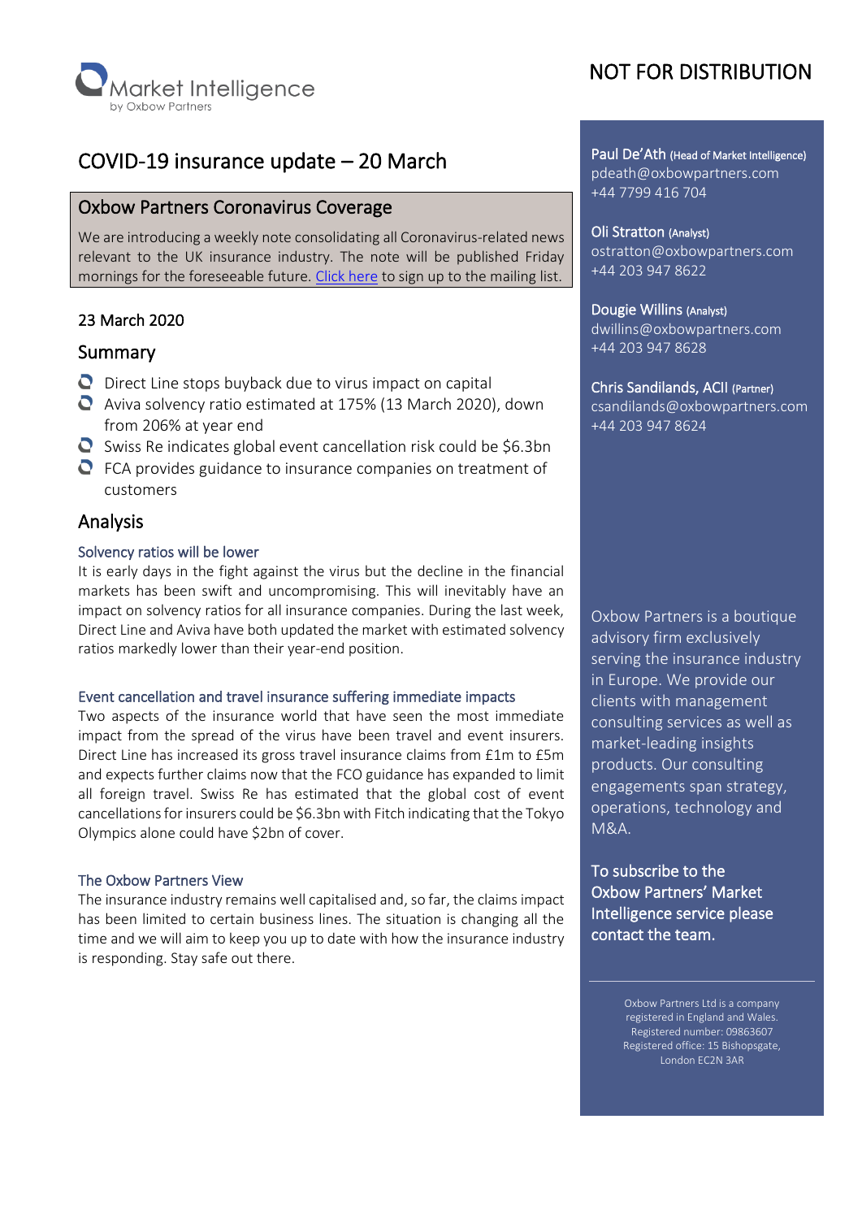Market Intelligence
by Oxbow Partners

NOT FOR DISTRIBUTION

# COVID-19 insurance update – 20 March

## Oxbow Partners Coronavirus Coverage

We are introducing a weekly note consolidating all Coronavirus-related news relevant to the UK insurance industry. The note will be published Friday mornings for the foreseeable future. [Click here](#) to sign up to the mailing list.

23 March 2020

## Summary

- Direct Line stops buyback due to virus impact on capital
- Aviva solvency ratio estimated at 175% (13 March 2020), down from 206% at year end
- Swiss Re indicates global event cancellation risk could be $6.3bn
- FCA provides guidance to insurance companies on treatment of customers

## Analysis

### Solvency ratios will be lower

It is early days in the fight against the virus but the decline in the financial markets has been swift and uncompromising. This will inevitably have an impact on solvency ratios for all insurance companies. During the last week, Direct Line and Aviva have both updated the market with estimated solvency ratios markedly lower than their year-end position.

### Event cancellation and travel insurance suffering immediate impacts

Two aspects of the insurance world that have seen the most immediate impact from the spread of the virus have been travel and event insurers. Direct Line has increased its gross travel insurance claims from £1m to £5m and expects further claims now that the FCO guidance has expanded to limit all foreign travel. Swiss Re has estimated that the global cost of event cancellations for insurers could be $6.3bn with Fitch indicating that the Tokyo Olympics alone could have $2bn of cover.

### The Oxbow Partners View

The insurance industry remains well capitalised and, so far, the claims impact has been limited to certain business lines. The situation is changing all the time and we will aim to keep you up to date with how the insurance industry is responding. Stay safe out there.

**Paul De'Ath** (Head of Market Intelligence)
pdeath@oxbowpartners.com
+44 7799 416 704

**Oli Stratton** (Analyst)
ostratton@oxbowpartners.com
+44 203 947 8622

**Dougie Willins** (Analyst)
dwillins@oxbowpartners.com
+44 203 947 8628

**Chris Sandilands, ACII** (Partner)
csandilands@oxbowpartners.com
+44 203 947 8624

Oxbow Partners is a boutique advisory firm exclusively serving the insurance industry in Europe. We provide our clients with management consulting services as well as market-leading insights products. Our consulting engagements span strategy, operations, technology and M&A.

To subscribe to the Oxbow Partners' Market Intelligence service please contact the team.

Oxbow Partners Ltd is a company registered in England and Wales. Registered number: 09863607 Registered office: 15 Bishopsgate, London EC2N 3AR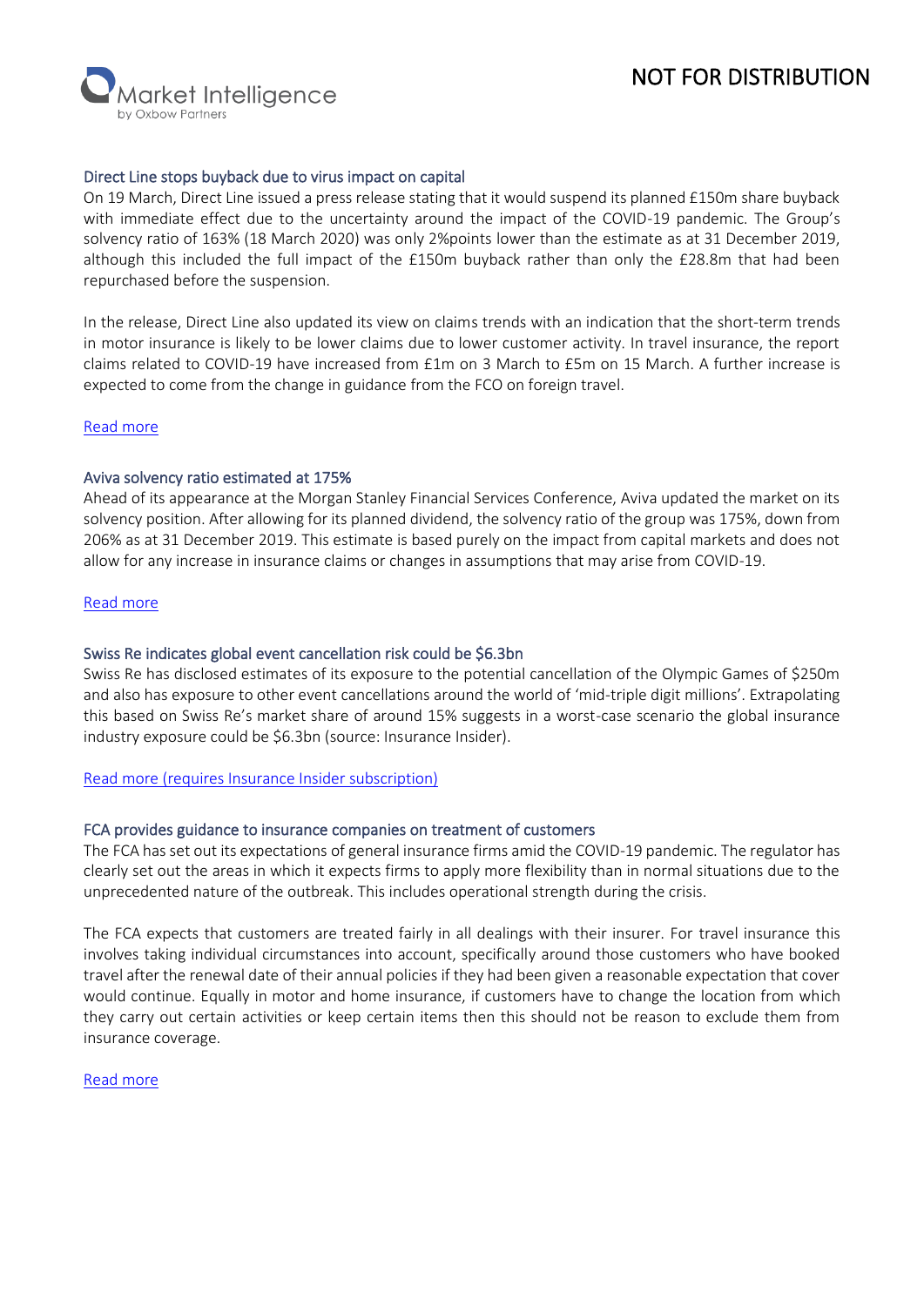### Direct Line stops buyback due to virus impact on capital

On 19 March, Direct Line issued a press release stating that it would suspend its planned £150m share buyback with immediate effect due to the uncertainty around the impact of the COVID-19 pandemic. The Group's solvency ratio of 163% (18 March 2020) was only 2%points lower than the estimate as at 31 December 2019, although this included the full impact of the £150m buyback rather than only the £28.8m that had been repurchased before the suspension.

In the release, Direct Line also updated its view on claims trends with an indication that the short-term trends in motor insurance is likely to be lower claims due to lower customer activity. In travel insurance, the report claims related to COVID-19 have increased from £1m on 3 March to £5m on 15 March. A further increase is expected to come from the change in guidance from the FCO on foreign travel.

Read more

### Aviva solvency ratio estimated at 175%

Ahead of its appearance at the Morgan Stanley Financial Services Conference, Aviva updated the market on its solvency position. After allowing for its planned dividend, the solvency ratio of the group was 175%, down from 206% as at 31 December 2019. This estimate is based purely on the impact from capital markets and does not allow for any increase in insurance claims or changes in assumptions that may arise from COVID-19.

Read more

### Swiss Re indicates global event cancellation risk could be $6.3bn

Swiss Re has disclosed estimates of its exposure to the potential cancellation of the Olympic Games of $250m and also has exposure to other event cancellations around the world of 'mid-triple digit millions'. Extrapolating this based on Swiss Re's market share of around 15% suggests in a worst-case scenario the global insurance industry exposure could be $6.3bn (source: Insurance Insider).

Read more (requires Insurance Insider subscription)

### FCA provides guidance to insurance companies on treatment of customers

The FCA has set out its expectations of general insurance firms amid the COVID-19 pandemic. The regulator has clearly set out the areas in which it expects firms to apply more flexibility than in normal situations due to the unprecedented nature of the outbreak. This includes operational strength during the crisis.

The FCA expects that customers are treated fairly in all dealings with their insurer. For travel insurance this involves taking individual circumstances into account, specifically around those customers who have booked travel after the renewal date of their annual policies if they had been given a reasonable expectation that cover would continue. Equally in motor and home insurance, if customers have to change the location from which they carry out certain activities or keep certain items then this should not be reason to exclude them from insurance coverage.

Read more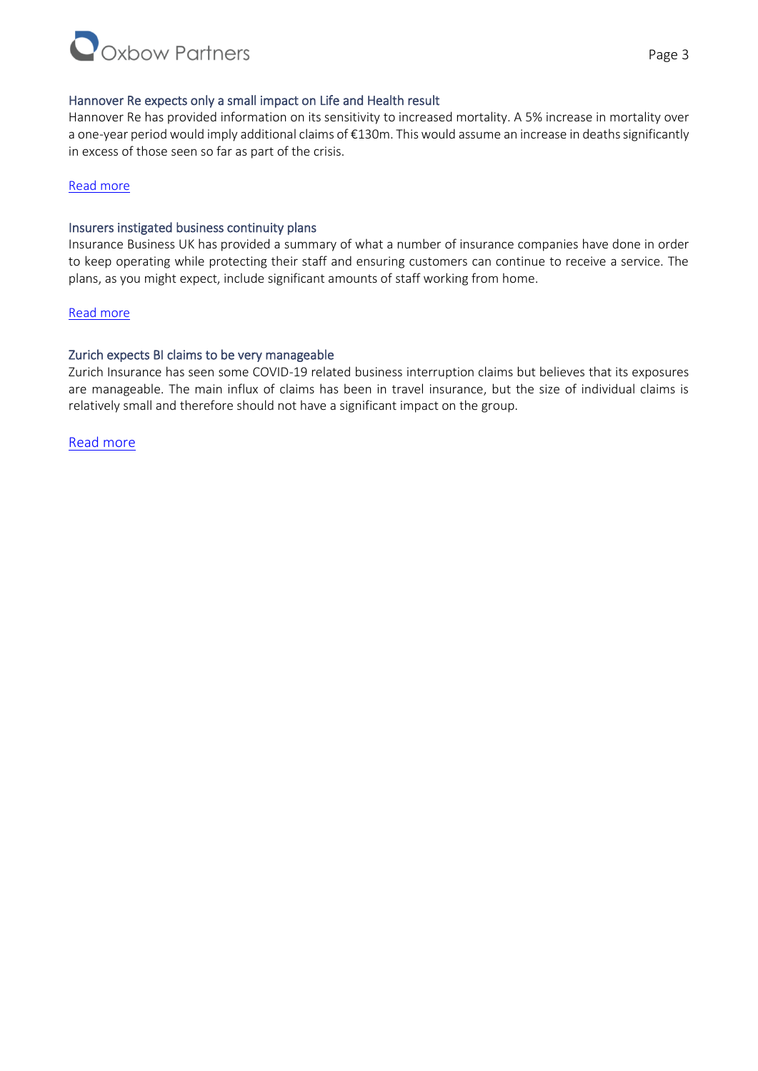### Hannover Re expects only a small impact on Life and Health result

Hannover Re has provided information on its sensitivity to increased mortality. A 5% increase in mortality over a one-year period would imply additional claims of €130m. This would assume an increase in deaths significantly in excess of those seen so far as part of the crisis.

Read more

### Insurers instigated business continuity plans

Insurance Business UK has provided a summary of what a number of insurance companies have done in order to keep operating while protecting their staff and ensuring customers can continue to receive a service. The plans, as you might expect, include significant amounts of staff working from home.

Read more

### Zurich expects BI claims to be very manageable

Zurich Insurance has seen some COVID-19 related business interruption claims but believes that its exposures are manageable. The main influx of claims has been in travel insurance, but the size of individual claims is relatively small and therefore should not have a significant impact on the group.

Read more